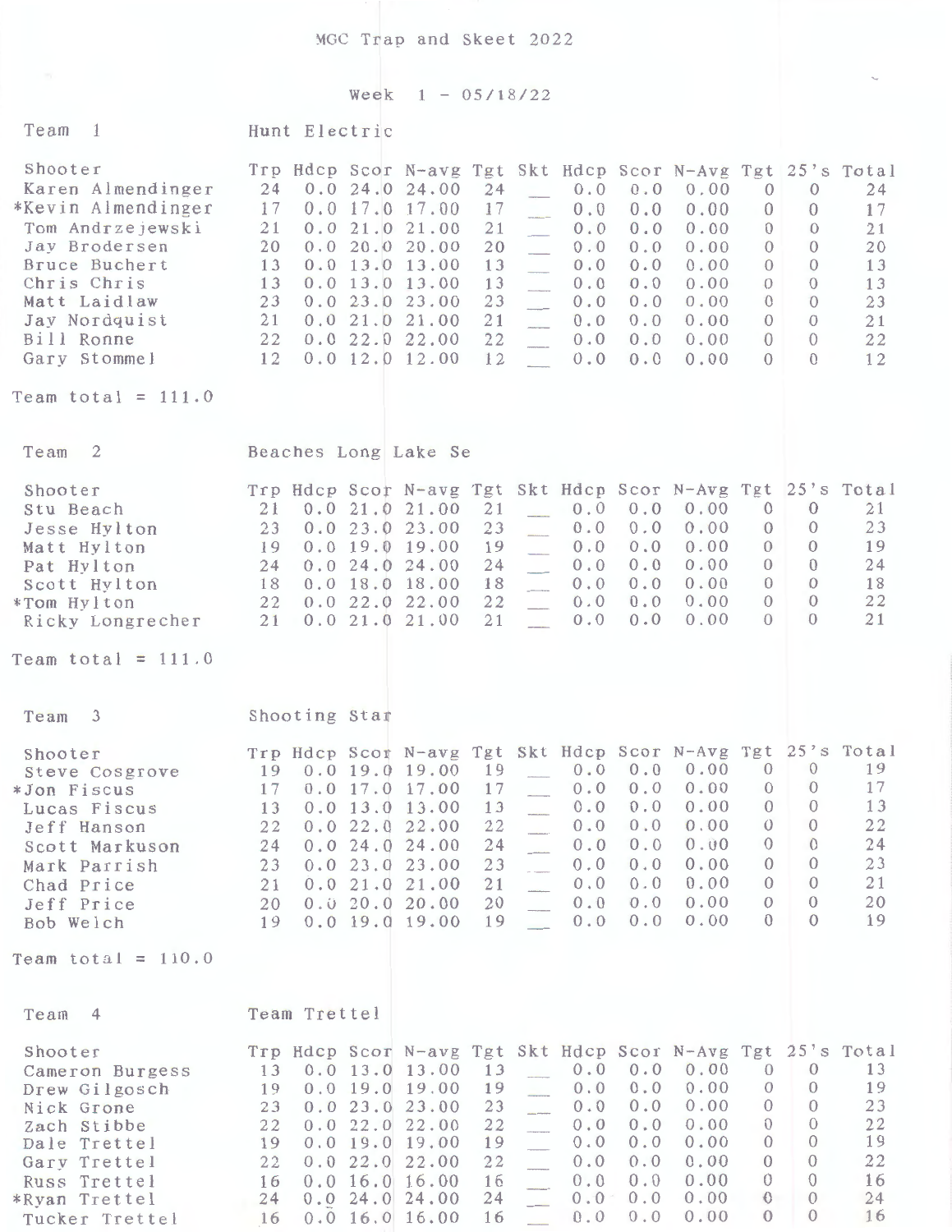# MGC Trap and Skeet 2022

## Week 1 - 05/18/22

### Team 1 — Hunt Electric

| Shooter | Trp | Hdcp | Scor | N-avg | Tgt | Skt | Hdcp | Scor | N-Avg | Tgt | 25's | Total |
|---|---|---|---|---|---|---|---|---|---|---|---|---|
| Karen Almendinger | 24 | 0.0 | 24.0 | 24.00 | 24 | __ | 0.0 | 0.0 | 0.00 | 0 | 0 | 24 |
| *Kevin Almendinger | 17 | 0.0 | 17.0 | 17.00 | 17 | __ | 0.0 | 0.0 | 0.00 | 0 | 0 | 17 |
| Tom Andrzejewski | 21 | 0.0 | 21.0 | 21.00 | 21 | __ | 0.0 | 0.0 | 0.00 | 0 | 0 | 21 |
| Jay Brodersen | 20 | 0.0 | 20.0 | 20.00 | 20 | __ | 0.0 | 0.0 | 0.00 | 0 | 0 | 20 |
| Bruce Buchert | 13 | 0.0 | 13.0 | 13.00 | 13 | __ | 0.0 | 0.0 | 0.00 | 0 | 0 | 13 |
| Chris Chris | 13 | 0.0 | 13.0 | 13.00 | 13 | __ | 0.0 | 0.0 | 0.00 | 0 | 0 | 13 |
| Matt Laidlaw | 23 | 0.0 | 23.0 | 23.00 | 23 | __ | 0.0 | 0.0 | 0.00 | 0 | 0 | 23 |
| Jay Nordquist | 21 | 0.0 | 21.0 | 21.00 | 21 | __ | 0.0 | 0.0 | 0.00 | 0 | 0 | 21 |
| Bill Ronne | 22 | 0.0 | 22.0 | 22.00 | 22 | __ | 0.0 | 0.0 | 0.00 | 0 | 0 | 22 |
| Gary Stommel | 12 | 0.0 | 12.0 | 12.00 | 12 | __ | 0.0 | 0.0 | 0.00 | 0 | 0 | 12 |

Team total = 111.0

### Team 2 — Beaches Long Lake Se

| Shooter | Trp | Hdcp | Scor | N-avg | Tgt | Skt | Hdcp | Scor | N-Avg | Tgt | 25's | Total |
|---|---|---|---|---|---|---|---|---|---|---|---|---|
| Stu Beach | 21 | 0.0 | 21.0 | 21.00 | 21 | __ | 0.0 | 0.0 | 0.00 | 0 | 0 | 21 |
| Jesse Hylton | 23 | 0.0 | 23.0 | 23.00 | 23 | __ | 0.0 | 0.0 | 0.00 | 0 | 0 | 23 |
| Matt Hylton | 19 | 0.0 | 19.0 | 19.00 | 19 | __ | 0.0 | 0.0 | 0.00 | 0 | 0 | 19 |
| Pat Hylton | 24 | 0.0 | 24.0 | 24.00 | 24 | __ | 0.0 | 0.0 | 0.00 | 0 | 0 | 24 |
| Scott Hylton | 18 | 0.0 | 18.0 | 18.00 | 18 | __ | 0.0 | 0.0 | 0.00 | 0 | 0 | 18 |
| *Tom Hylton | 22 | 0.0 | 22.0 | 22.00 | 22 | __ | 0.0 | 0.0 | 0.00 | 0 | 0 | 22 |
| Ricky Longrecher | 21 | 0.0 | 21.0 | 21.00 | 21 | __ | 0.0 | 0.0 | 0.00 | 0 | 0 | 21 |

Team total = 111.0

### Team 3 — Shooting Star

| Shooter | Trp | Hdcp | Scor | N-avg | Tgt | Skt | Hdcp | Scor | N-Avg | Tgt | 25's | Total |
|---|---|---|---|---|---|---|---|---|---|---|---|---|
| Steve Cosgrove | 19 | 0.0 | 19.0 | 19.00 | 19 | __ | 0.0 | 0.0 | 0.00 | 0 | 0 | 19 |
| *Jon Fiscus | 17 | 0.0 | 17.0 | 17.00 | 17 | __ | 0.0 | 0.0 | 0.00 | 0 | 0 | 17 |
| Lucas Fiscus | 13 | 0.0 | 13.0 | 13.00 | 13 | __ | 0.0 | 0.0 | 0.00 | 0 | 0 | 13 |
| Jeff Hanson | 22 | 0.0 | 22.0 | 22.00 | 22 | __ | 0.0 | 0.0 | 0.00 | 0 | 0 | 22 |
| Scott Markuson | 24 | 0.0 | 24.0 | 24.00 | 24 | __ | 0.0 | 0.0 | 0.00 | 0 | 0 | 24 |
| Mark Parrish | 23 | 0.0 | 23.0 | 23.00 | 23 | __ | 0.0 | 0.0 | 0.00 | 0 | 0 | 23 |
| Chad Price | 21 | 0.0 | 21.0 | 21.00 | 21 | __ | 0.0 | 0.0 | 0.00 | 0 | 0 | 21 |
| Jeff Price | 20 | 0.0 | 20.0 | 20.00 | 20 | __ | 0.0 | 0.0 | 0.00 | 0 | 0 | 20 |
| Bob Welch | 19 | 0.0 | 19.0 | 19.00 | 19 | __ | 0.0 | 0.0 | 0.00 | 0 | 0 | 19 |

Team total = 110.0

### Team 4 — Team Trettel

| Shooter | Trp | Hdcp | Scor | N-avg | Tgt | Skt | Hdcp | Scor | N-Avg | Tgt | 25's | Total |
|---|---|---|---|---|---|---|---|---|---|---|---|---|
| Cameron Burgess | 13 | 0.0 | 13.0 | 13.00 | 13 | __ | 0.0 | 0.0 | 0.00 | 0 | 0 | 13 |
| Drew Gilgosch | 19 | 0.0 | 19.0 | 19.00 | 19 | __ | 0.0 | 0.0 | 0.00 | 0 | 0 | 19 |
| Nick Grone | 23 | 0.0 | 23.0 | 23.00 | 23 | __ | 0.0 | 0.0 | 0.00 | 0 | 0 | 23 |
| Zach Stibbe | 22 | 0.0 | 22.0 | 22.00 | 22 | __ | 0.0 | 0.0 | 0.00 | 0 | 0 | 22 |
| Dale Trettel | 19 | 0.0 | 19.0 | 19.00 | 19 | __ | 0.0 | 0.0 | 0.00 | 0 | 0 | 19 |
| Gary Trettel | 22 | 0.0 | 22.0 | 22.00 | 22 | __ | 0.0 | 0.0 | 0.00 | 0 | 0 | 22 |
| Russ Trettel | 16 | 0.0 | 16.0 | 16.00 | 16 | __ | 0.0 | 0.0 | 0.00 | 0 | 0 | 16 |
| *Ryan Trettel | 24 | 0.0 | 24.0 | 24.00 | 24 | __ | 0.0 | 0.0 | 0.00 | 0 | 0 | 24 |
| Tucker Trettel | 16 | 0.0 | 16.0 | 16.00 | 16 | __ | 0.0 | 0.0 | 0.00 | 0 | 0 | 16 |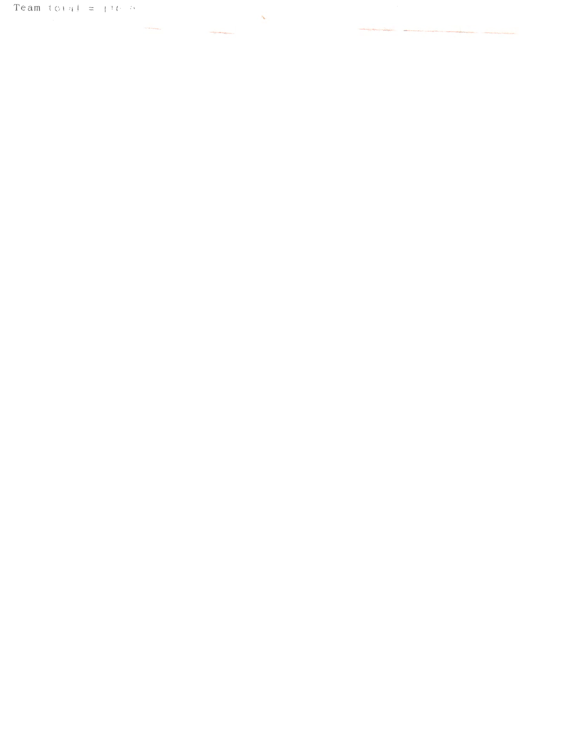Team total = 116.5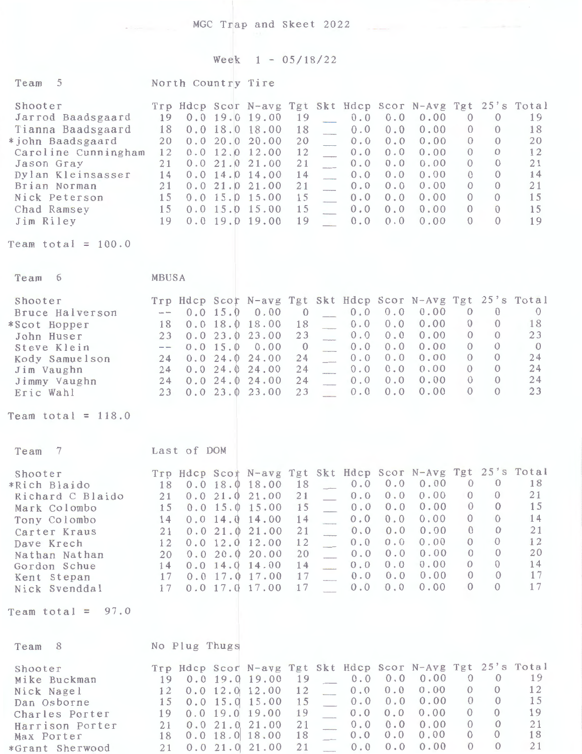# MGC Trap and Skeet 2022

## Week 1 - 05/18/22

### Team 5 — North Country Tire

| Shooter | Trp | Hdcp | Scor | N-avg | Tgt | Skt | Hdcp | Scor | N-Avg | Tgt | 25's | Total |
|---|---|---|---|---|---|---|---|---|---|---|---|---|
| Jarrod Baadsgaard | 19 | 0.0 | 19.0 | 19.00 | 19 | __ | 0.0 | 0.0 | 0.00 | 0 | 0 | 19 |
| Tianna Baadsgaard | 18 | 0.0 | 18.0 | 18.00 | 18 | __ | 0.0 | 0.0 | 0.00 | 0 | 0 | 18 |
| *john Baadsgaard | 20 | 0.0 | 20.0 | 20.00 | 20 | __ | 0.0 | 0.0 | 0.00 | 0 | 0 | 20 |
| Caroline Cunningham | 12 | 0.0 | 12.0 | 12.00 | 12 | __ | 0.0 | 0.0 | 0.00 | 0 | 0 | 12 |
| Jason Gray | 21 | 0.0 | 21.0 | 21.00 | 21 | __ | 0.0 | 0.0 | 0.00 | 0 | 0 | 21 |
| Dylan Kleinsasser | 14 | 0.0 | 14.0 | 14.00 | 14 | __ | 0.0 | 0.0 | 0.00 | 0 | 0 | 14 |
| Brian Norman | 21 | 0.0 | 21.0 | 21.00 | 21 | __ | 0.0 | 0.0 | 0.00 | 0 | 0 | 21 |
| Nick Peterson | 15 | 0.0 | 15.0 | 15.00 | 15 | __ | 0.0 | 0.0 | 0.00 | 0 | 0 | 15 |
| Chad Ramsey | 15 | 0.0 | 15.0 | 15.00 | 15 | __ | 0.0 | 0.0 | 0.00 | 0 | 0 | 15 |
| Jim Riley | 19 | 0.0 | 19.0 | 19.00 | 19 | __ | 0.0 | 0.0 | 0.00 | 0 | 0 | 19 |

Team total = 100.0

### Team 6 — MBUSA

| Shooter | Trp | Hdcp | Scor | N-avg | Tgt | Skt | Hdcp | Scor | N-Avg | Tgt | 25's | Total |
|---|---|---|---|---|---|---|---|---|---|---|---|---|
| Bruce Halverson | -- | 0.0 | 15.0 | 0.00 | 0 | __ | 0.0 | 0.0 | 0.00 | 0 | 0 | 0 |
| *Scot Hopper | 18 | 0.0 | 18.0 | 18.00 | 18 | __ | 0.0 | 0.0 | 0.00 | 0 | 0 | 18 |
| John Huser | 23 | 0.0 | 23.0 | 23.00 | 23 | __ | 0.0 | 0.0 | 0.00 | 0 | 0 | 23 |
| Steve Klein | -- | 0.0 | 15.0 | 0.00 | 0 | __ | 0.0 | 0.0 | 0.00 | 0 | 0 | 0 |
| Kody Samuelson | 24 | 0.0 | 24.0 | 24.00 | 24 | __ | 0.0 | 0.0 | 0.00 | 0 | 0 | 24 |
| Jim Vaughn | 24 | 0.0 | 24.0 | 24.00 | 24 | __ | 0.0 | 0.0 | 0.00 | 0 | 0 | 24 |
| Jimmy Vaughn | 24 | 0.0 | 24.0 | 24.00 | 24 | __ | 0.0 | 0.0 | 0.00 | 0 | 0 | 24 |
| Eric Wahl | 23 | 0.0 | 23.0 | 23.00 | 23 | __ | 0.0 | 0.0 | 0.00 | 0 | 0 | 23 |

Team total = 118.0

### Team 7 — Last of DOM

| Shooter | Trp | Hdcp | Scor | N-avg | Tgt | Skt | Hdcp | Scor | N-Avg | Tgt | 25's | Total |
|---|---|---|---|---|---|---|---|---|---|---|---|---|
| *Rich Blaido | 18 | 0.0 | 18.0 | 18.00 | 18 | __ | 0.0 | 0.0 | 0.00 | 0 | 0 | 18 |
| Richard C Blaido | 21 | 0.0 | 21.0 | 21.00 | 21 | __ | 0.0 | 0.0 | 0.00 | 0 | 0 | 21 |
| Mark Colombo | 15 | 0.0 | 15.0 | 15.00 | 15 | __ | 0.0 | 0.0 | 0.00 | 0 | 0 | 15 |
| Tony Colombo | 14 | 0.0 | 14.0 | 14.00 | 14 | __ | 0.0 | 0.0 | 0.00 | 0 | 0 | 14 |
| Carter Kraus | 21 | 0.0 | 21.0 | 21.00 | 21 | __ | 0.0 | 0.0 | 0.00 | 0 | 0 | 21 |
| Dave Krech | 12 | 0.0 | 12.0 | 12.00 | 12 | __ | 0.0 | 0.0 | 0.00 | 0 | 0 | 12 |
| Nathan Nathan | 20 | 0.0 | 20.0 | 20.00 | 20 | __ | 0.0 | 0.0 | 0.00 | 0 | 0 | 20 |
| Gordon Schue | 14 | 0.0 | 14.0 | 14.00 | 14 | __ | 0.0 | 0.0 | 0.00 | 0 | 0 | 14 |
| Kent Stepan | 17 | 0.0 | 17.0 | 17.00 | 17 | __ | 0.0 | 0.0 | 0.00 | 0 | 0 | 17 |
| Nick Svenddal | 17 | 0.0 | 17.0 | 17.00 | 17 | __ | 0.0 | 0.0 | 0.00 | 0 | 0 | 17 |

Team total = 97.0

### Team 8 — No Plug Thugs

| Shooter | Trp | Hdcp | Scor | N-avg | Tgt | Skt | Hdcp | Scor | N-Avg | Tgt | 25's | Total |
|---|---|---|---|---|---|---|---|---|---|---|---|---|
| Mike Buckman | 19 | 0.0 | 19.0 | 19.00 | 19 | __ | 0.0 | 0.0 | 0.00 | 0 | 0 | 19 |
| Nick Nagel | 12 | 0.0 | 12.0 | 12.00 | 12 | __ | 0.0 | 0.0 | 0.00 | 0 | 0 | 12 |
| Dan Osborne | 15 | 0.0 | 15.0 | 15.00 | 15 | __ | 0.0 | 0.0 | 0.00 | 0 | 0 | 15 |
| Charles Porter | 19 | 0.0 | 19.0 | 19.00 | 19 | __ | 0.0 | 0.0 | 0.00 | 0 | 0 | 19 |
| Harrison Porter | 21 | 0.0 | 21.0 | 21.00 | 21 | __ | 0.0 | 0.0 | 0.00 | 0 | 0 | 21 |
| Max Porter | 18 | 0.0 | 18.0 | 18.00 | 18 | __ | 0.0 | 0.0 | 0.00 | 0 | 0 | 18 |
| *Grant Sherwood | 21 | 0.0 | 21.0 | 21.00 | 21 | __ | 0.0 | 0.0 | 0.00 | 0 | 0 | 21 |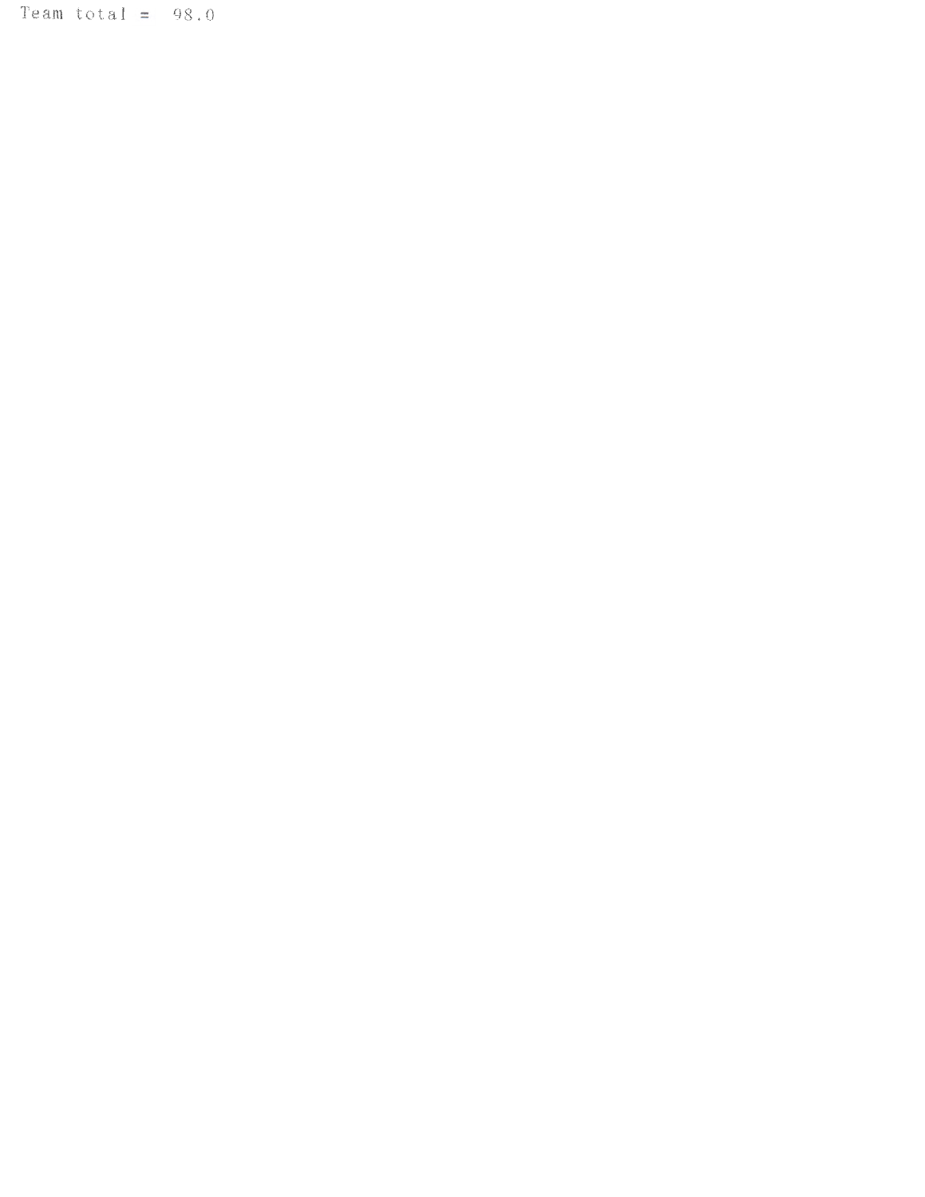Team total =  98.0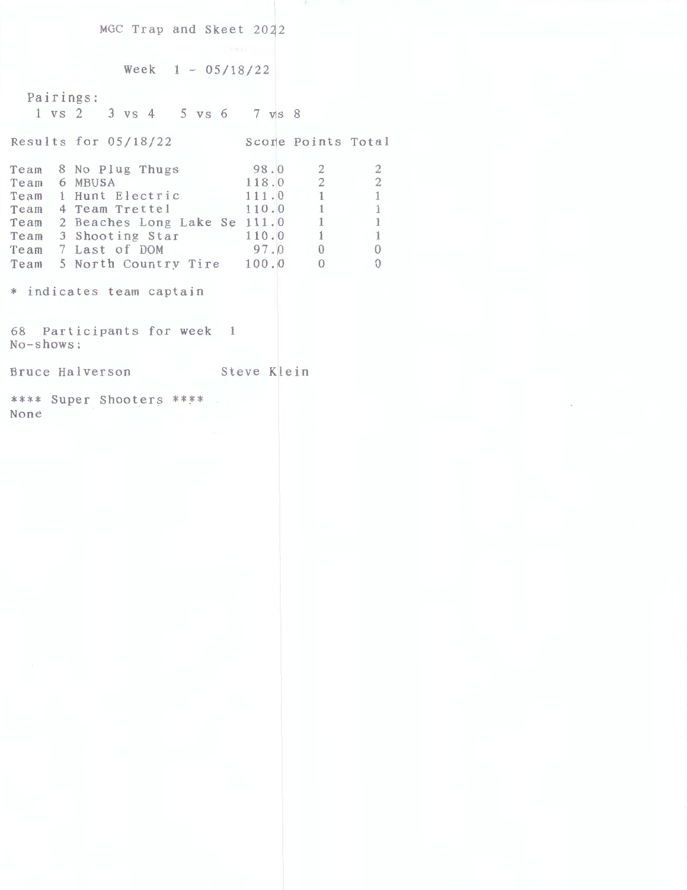MGC Trap and Skeet 2022

Week 1 - 05/18/22

Pairings:
1 vs 2   3 vs 4   5 vs 6   7 vs 8

| Results for 05/18/22 | Score | Points | Total |
|---|---|---|---|
| Team 8 No Plug Thugs | 98.0 | 2 | 2 |
| Team 6 MBUSA | 118.0 | 2 | 2 |
| Team 1 Hunt Electric | 111.0 | 1 | 1 |
| Team 4 Team Trettel | 110.0 | 1 | 1 |
| Team 2 Beaches Long Lake Se | 111.0 | 1 | 1 |
| Team 3 Shooting Star | 110.0 | 1 | 1 |
| Team 7 Last of DOM | 97.0 | 0 | 0 |
| Team 5 North Country Tire | 100.0 | 0 | 0 |

* indicates team captain

68 Participants for week 1
No-shows:

Bruce Halverson          Steve Klein

**** Super Shooters ****
None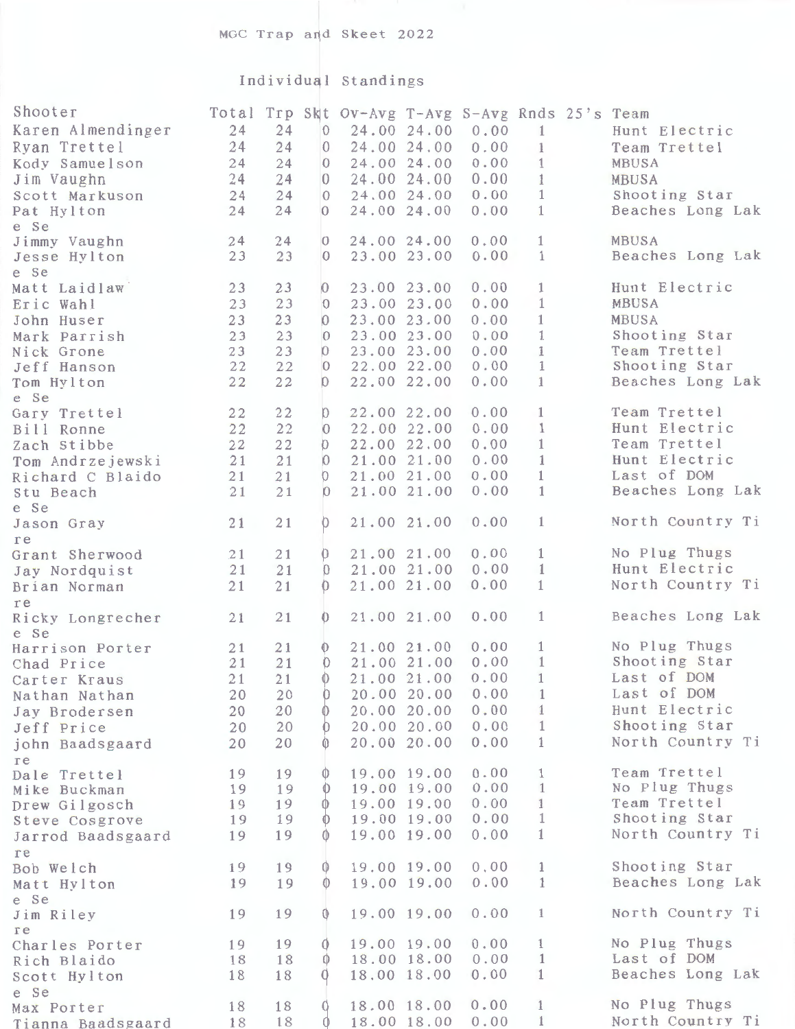MGC Trap and Skeet 2022

Individual Standings

| Shooter | Total | Trp | Skt | Ov-Avg | T-Avg | S-Avg | Rnds | 25's | Team |
|---|---|---|---|---|---|---|---|---|---|
| Karen Almendinger | 24 | 24 | 0 | 24.00 | 24.00 | 0.00 | 1 | | Hunt Electric |
| Ryan Trettel | 24 | 24 | 0 | 24.00 | 24.00 | 0.00 | 1 | | Team Trettel |
| Kody Samuelson | 24 | 24 | 0 | 24.00 | 24.00 | 0.00 | 1 | | MBUSA |
| Jim Vaughn | 24 | 24 | 0 | 24.00 | 24.00 | 0.00 | 1 | | MBUSA |
| Scott Markuson | 24 | 24 | 0 | 24.00 | 24.00 | 0.00 | 1 | | Shooting Star |
| Pat Hylton | 24 | 24 | 0 | 24.00 | 24.00 | 0.00 | 1 | | Beaches Long Lake Se |
| Jimmy Vaughn | 24 | 24 | 0 | 24.00 | 24.00 | 0.00 | 1 | | MBUSA |
| Jesse Hylton | 23 | 23 | 0 | 23.00 | 23.00 | 0.00 | 1 | | Beaches Long Lake Se |
| Matt Laidlaw | 23 | 23 | 0 | 23.00 | 23.00 | 0.00 | 1 | | Hunt Electric |
| Eric Wahl | 23 | 23 | 0 | 23.00 | 23.00 | 0.00 | 1 | | MBUSA |
| John Huser | 23 | 23 | 0 | 23.00 | 23.00 | 0.00 | 1 | | MBUSA |
| Mark Parrish | 23 | 23 | 0 | 23.00 | 23.00 | 0.00 | 1 | | Shooting Star |
| Nick Grone | 23 | 23 | 0 | 23.00 | 23.00 | 0.00 | 1 | | Team Trettel |
| Jeff Hanson | 22 | 22 | 0 | 22.00 | 22.00 | 0.00 | 1 | | Shooting Star |
| Tom Hylton | 22 | 22 | 0 | 22.00 | 22.00 | 0.00 | 1 | | Beaches Long Lake Se |
| Gary Trettel | 22 | 22 | 0 | 22.00 | 22.00 | 0.00 | 1 | | Team Trettel |
| Bill Ronne | 22 | 22 | 0 | 22.00 | 22.00 | 0.00 | 1 | | Hunt Electric |
| Zach Stibbe | 22 | 22 | 0 | 22.00 | 22.00 | 0.00 | 1 | | Team Trettel |
| Tom Andrzejewski | 21 | 21 | 0 | 21.00 | 21.00 | 0.00 | 1 | | Hunt Electric |
| Richard C Blaido | 21 | 21 | 0 | 21.00 | 21.00 | 0.00 | 1 | | Last of DOM |
| Stu Beach | 21 | 21 | 0 | 21.00 | 21.00 | 0.00 | 1 | | Beaches Long Lake Se |
| Jason Gray | 21 | 21 | 0 | 21.00 | 21.00 | 0.00 | 1 | | North Country Tire |
| Grant Sherwood | 21 | 21 | 0 | 21.00 | 21.00 | 0.00 | 1 | | No Plug Thugs |
| Jay Nordquist | 21 | 21 | 0 | 21.00 | 21.00 | 0.00 | 1 | | Hunt Electric |
| Brian Norman | 21 | 21 | 0 | 21.00 | 21.00 | 0.00 | 1 | | North Country Tire |
| Ricky Longrecher | 21 | 21 | 0 | 21.00 | 21.00 | 0.00 | 1 | | Beaches Long Lake Se |
| Harrison Porter | 21 | 21 | 0 | 21.00 | 21.00 | 0.00 | 1 | | No Plug Thugs |
| Chad Price | 21 | 21 | 0 | 21.00 | 21.00 | 0.00 | 1 | | Shooting Star |
| Carter Kraus | 21 | 21 | 0 | 21.00 | 21.00 | 0.00 | 1 | | Last of DOM |
| Nathan Nathan | 20 | 20 | 0 | 20.00 | 20.00 | 0.00 | 1 | | Last of DOM |
| Jay Brodersen | 20 | 20 | 0 | 20.00 | 20.00 | 0.00 | 1 | | Hunt Electric |
| Jeff Price | 20 | 20 | 0 | 20.00 | 20.00 | 0.00 | 1 | | Shooting Star |
| john Baadsgaard | 20 | 20 | 0 | 20.00 | 20.00 | 0.00 | 1 | | North Country Tire |
| Dale Trettel | 19 | 19 | 0 | 19.00 | 19.00 | 0.00 | 1 | | Team Trettel |
| Mike Buckman | 19 | 19 | 0 | 19.00 | 19.00 | 0.00 | 1 | | No Plug Thugs |
| Drew Gilgosch | 19 | 19 | 0 | 19.00 | 19.00 | 0.00 | 1 | | Team Trettel |
| Steve Cosgrove | 19 | 19 | 0 | 19.00 | 19.00 | 0.00 | 1 | | Shooting Star |
| Jarrod Baadsgaard | 19 | 19 | 0 | 19.00 | 19.00 | 0.00 | 1 | | North Country Tire |
| Bob Welch | 19 | 19 | 0 | 19.00 | 19.00 | 0.00 | 1 | | Shooting Star |
| Matt Hylton | 19 | 19 | 0 | 19.00 | 19.00 | 0.00 | 1 | | Beaches Long Lake Se |
| Jim Riley | 19 | 19 | 0 | 19.00 | 19.00 | 0.00 | 1 | | North Country Tire |
| Charles Porter | 19 | 19 | 0 | 19.00 | 19.00 | 0.00 | 1 | | No Plug Thugs |
| Rich Blaido | 18 | 18 | 0 | 18.00 | 18.00 | 0.00 | 1 | | Last of DOM |
| Scott Hylton | 18 | 18 | 0 | 18.00 | 18.00 | 0.00 | 1 | | Beaches Long Lake Se |
| Max Porter | 18 | 18 | 0 | 18.00 | 18.00 | 0.00 | 1 | | No Plug Thugs |
| Tianna Baadsgaard | 18 | 18 | 0 | 18.00 | 18.00 | 0.00 | 1 | | North Country Ti |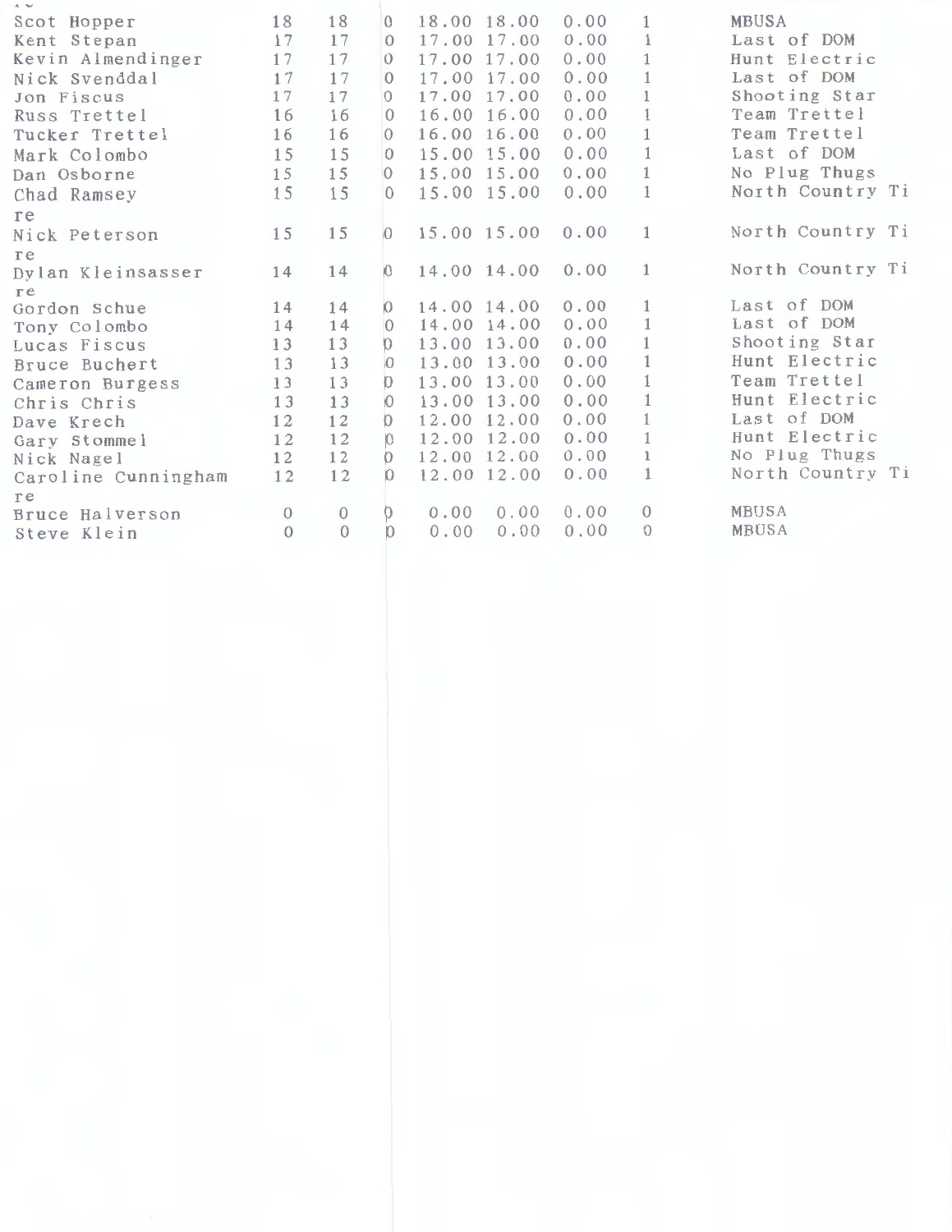| | | | | | | | |
|---|---|---|---|---|---|---|---|
| Scot Hopper | 18 | 18 | 0 | 18.00 18.00 | 0.00 | 1 | MBUSA |
| Kent Stepan | 17 | 17 | 0 | 17.00 17.00 | 0.00 | 1 | Last of DOM |
| Kevin Almendinger | 17 | 17 | 0 | 17.00 17.00 | 0.00 | 1 | Hunt Electric |
| Nick Svenddal | 17 | 17 | 0 | 17.00 17.00 | 0.00 | 1 | Last of DOM |
| Jon Fiscus | 17 | 17 | 0 | 17.00 17.00 | 0.00 | 1 | Shooting Star |
| Russ Trettel | 16 | 16 | 0 | 16.00 16.00 | 0.00 | 1 | Team Trettel |
| Tucker Trettel | 16 | 16 | 0 | 16.00 16.00 | 0.00 | 1 | Team Trettel |
| Mark Colombo | 15 | 15 | 0 | 15.00 15.00 | 0.00 | 1 | Last of DOM |
| Dan Osborne | 15 | 15 | 0 | 15.00 15.00 | 0.00 | 1 | No Plug Thugs |
| Chad Ramsey | 15 | 15 | 0 | 15.00 15.00 | 0.00 | 1 | North Country Tire |
| Nick Peterson | 15 | 15 | 0 | 15.00 15.00 | 0.00 | 1 | North Country Tire |
| Dylan Kleinsasser | 14 | 14 | 0 | 14.00 14.00 | 0.00 | 1 | North Country Tire |
| Gordon Schue | 14 | 14 | 0 | 14.00 14.00 | 0.00 | 1 | Last of DOM |
| Tony Colombo | 14 | 14 | 0 | 14.00 14.00 | 0.00 | 1 | Last of DOM |
| Lucas Fiscus | 13 | 13 | 0 | 13.00 13.00 | 0.00 | 1 | Shooting Star |
| Bruce Buchert | 13 | 13 | 0 | 13.00 13.00 | 0.00 | 1 | Hunt Electric |
| Cameron Burgess | 13 | 13 | 0 | 13.00 13.00 | 0.00 | 1 | Team Trettel |
| Chris Chris | 13 | 13 | 0 | 13.00 13.00 | 0.00 | 1 | Hunt Electric |
| Dave Krech | 12 | 12 | 0 | 12.00 12.00 | 0.00 | 1 | Last of DOM |
| Gary Stommel | 12 | 12 | 0 | 12.00 12.00 | 0.00 | 1 | Hunt Electric |
| Nick Nagel | 12 | 12 | 0 | 12.00 12.00 | 0.00 | 1 | No Plug Thugs |
| Caroline Cunningham | 12 | 12 | 0 | 12.00 12.00 | 0.00 | 1 | North Country Tire |
| Bruce Halverson | 0 | 0 | 0 | 0.00 0.00 | 0.00 | 0 | MBUSA |
| Steve Klein | 0 | 0 | 0 | 0.00 0.00 | 0.00 | 0 | MBUSA |